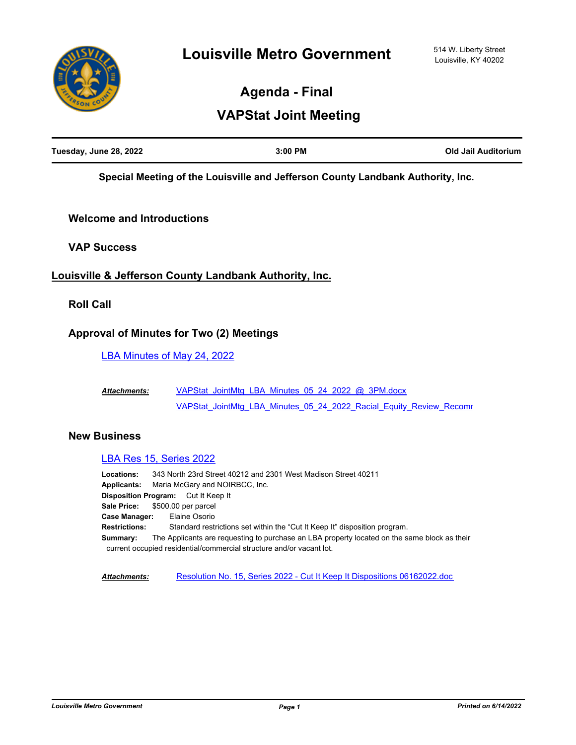# Louisville Metro Government

514 W. Liberty Street
Louisville, KY 40202

## Agenda - Final

## VAPStat Joint Meeting

**Tuesday, June 28, 2022** | **3:00 PM** | **Old Jail Auditorium**

**Special Meeting of the Louisville and Jefferson County Landbank Authority, Inc.**

### Welcome and Introductions

### VAP Success

## Louisville & Jefferson County Landbank Authority, Inc.

### Roll Call

### Approval of Minutes for Two (2) Meetings

LBA Minutes of May 24, 2022

***Attachments:*** VAPStat_JointMtg_LBA_Minutes_05_24_2022_@_3PM.docx
VAPStat_JointMtg_LBA_Minutes_05_24_2022_Racial_Equity_Review_Recomr

### New Business

LBA Res 15, Series 2022

**Locations:** 343 North 23rd Street 40212 and 2301 West Madison Street 40211
**Applicants:** Maria McGary and NOIRBCC, Inc.
**Disposition Program:** Cut It Keep It
**Sale Price:** $500.00 per parcel
**Case Manager:** Elaine Osorio
**Restrictions:** Standard restrictions set within the "Cut It Keep It" disposition program.
**Summary:** The Applicants are requesting to purchase an LBA property located on the same block as their current occupied residential/commercial structure and/or vacant lot.

***Attachments:*** Resolution No. 15, Series 2022 - Cut It Keep It Dispositions 06162022.doc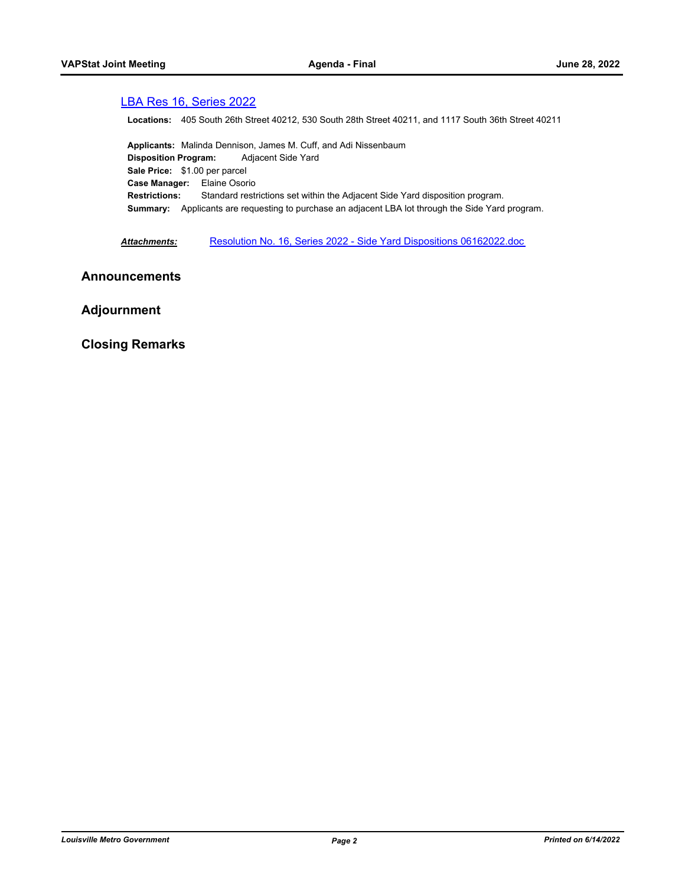### LBA Res 16, Series 2022

**Locations:** 405 South 26th Street 40212, 530 South 28th Street 40211, and 1117 South 36th Street 40211

**Applicants:** Malinda Dennison, James M. Cuff, and Adi Nissenbaum
**Disposition Program:** Adjacent Side Yard
**Sale Price:** $1.00 per parcel
**Case Manager:** Elaine Osorio
**Restrictions:** Standard restrictions set within the Adjacent Side Yard disposition program.
**Summary:** Applicants are requesting to purchase an adjacent LBA lot through the Side Yard program.

***Attachments:*** Resolution No. 16, Series 2022 - Side Yard Dispositions 06162022.doc

## Announcements

## Adjournment

## Closing Remarks